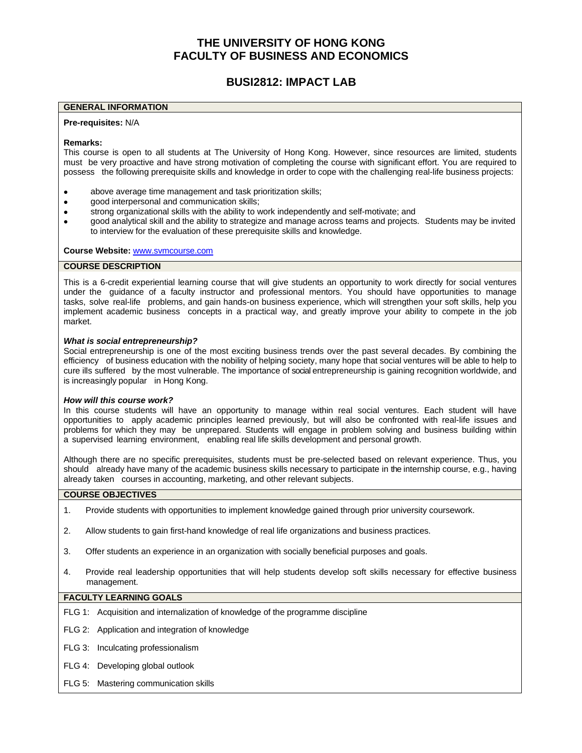# THE UNIVERSITY OF HONG KONG
# FACULTY OF BUSINESS AND ECONOMICS

## BUSI2812: IMPACT LAB

### GENERAL INFORMATION

**Pre-requisites:** N/A

**Remarks:**
This course is open to all students at The University of Hong Kong. However, since resources are limited, students must be very proactive and have strong motivation of completing the course with significant effort. You are required to possess the following prerequisite skills and knowledge in order to cope with the challenging real-life business projects:

- above average time management and task prioritization skills;
- good interpersonal and communication skills;
- strong organizational skills with the ability to work independently and self-motivate; and
- good analytical skill and the ability to strategize and manage across teams and projects. Students may be invited to interview for the evaluation of these prerequisite skills and knowledge.

**Course Website:** www.svmcourse.com

### COURSE DESCRIPTION

This is a 6-credit experiential learning course that will give students an opportunity to work directly for social ventures under the guidance of a faculty instructor and professional mentors. You should have opportunities to manage tasks, solve real-life problems, and gain hands-on business experience, which will strengthen your soft skills, help you implement academic business concepts in a practical way, and greatly improve your ability to compete in the job market.

***What is social entrepreneurship?***
Social entrepreneurship is one of the most exciting business trends over the past several decades. By combining the efficiency of business education with the nobility of helping society, many hope that social ventures will be able to help to cure ills suffered by the most vulnerable. The importance of social entrepreneurship is gaining recognition worldwide, and is increasingly popular in Hong Kong.

***How will this course work?***
In this course students will have an opportunity to manage within real social ventures. Each student will have opportunities to apply academic principles learned previously, but will also be confronted with real-life issues and problems for which they may be unprepared. Students will engage in problem solving and business building within a supervised learning environment, enabling real life skills development and personal growth.

Although there are no specific prerequisites, students must be pre-selected based on relevant experience. Thus, you should already have many of the academic business skills necessary to participate in the internship course, e.g., having already taken courses in accounting, marketing, and other relevant subjects.

### COURSE OBJECTIVES

1. Provide students with opportunities to implement knowledge gained through prior university coursework.
2. Allow students to gain first-hand knowledge of real life organizations and business practices.
3. Offer students an experience in an organization with socially beneficial purposes and goals.
4. Provide real leadership opportunities that will help students develop soft skills necessary for effective business management.

### FACULTY LEARNING GOALS

FLG 1: Acquisition and internalization of knowledge of the programme discipline

FLG 2: Application and integration of knowledge

FLG 3: Inculcating professionalism

FLG 4: Developing global outlook

FLG 5: Mastering communication skills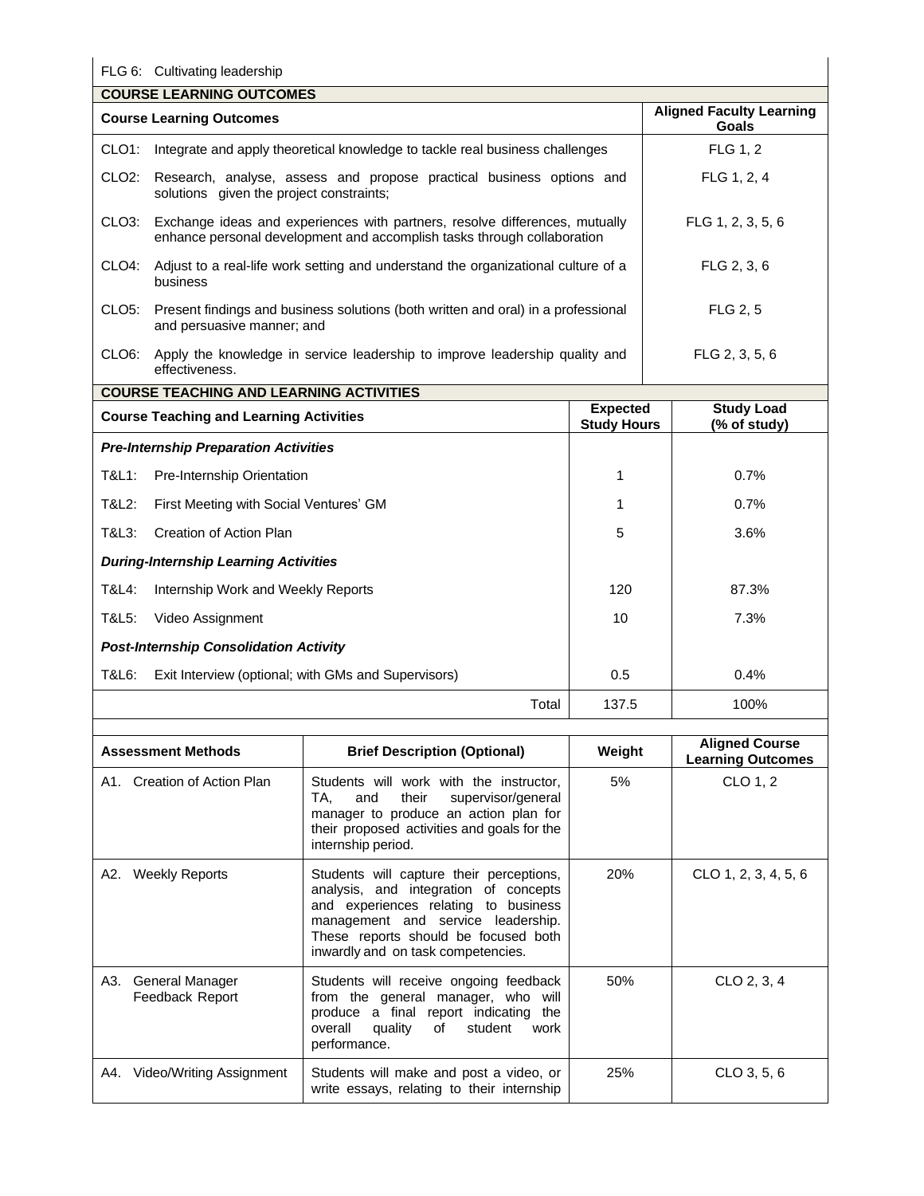FLG 6: Cultivating leadership

## COURSE LEARNING OUTCOMES

| Course Learning Outcomes | Aligned Faculty Learning Goals |
| --- | --- |
| CLO1: Integrate and apply theoretical knowledge to tackle real business challenges | FLG 1, 2 |
| CLO2: Research, analyse, assess and propose practical business options and solutions given the project constraints; | FLG 1, 2, 4 |
| CLO3: Exchange ideas and experiences with partners, resolve differences, mutually enhance personal development and accomplish tasks through collaboration | FLG 1, 2, 3, 5, 6 |
| CLO4: Adjust to a real-life work setting and understand the organizational culture of a business | FLG 2, 3, 6 |
| CLO5: Present findings and business solutions (both written and oral) in a professional and persuasive manner; and | FLG 2, 5 |
| CLO6: Apply the knowledge in service leadership to improve leadership quality and effectiveness. | FLG 2, 3, 5, 6 |

## COURSE TEACHING AND LEARNING ACTIVITIES

| Course Teaching and Learning Activities | Expected Study Hours | Study Load (% of study) |
| --- | --- | --- |
| ***Pre-Internship Preparation Activities*** | | |
| T&L1: Pre-Internship Orientation | 1 | 0.7% |
| T&L2: First Meeting with Social Ventures' GM | 1 | 0.7% |
| T&L3: Creation of Action Plan | 5 | 3.6% |
| ***During-Internship Learning Activities*** | | |
| T&L4: Internship Work and Weekly Reports | 120 | 87.3% |
| T&L5: Video Assignment | 10 | 7.3% |
| ***Post-Internship Consolidation Activity*** | | |
| T&L6: Exit Interview (optional; with GMs and Supervisors) | 0.5 | 0.4% |
| Total | 137.5 | 100% |

| Assessment Methods | Brief Description (Optional) | Weight | Aligned Course Learning Outcomes |
| --- | --- | --- | --- |
| A1. Creation of Action Plan | Students will work with the instructor, TA, and their supervisor/general manager to produce an action plan for their proposed activities and goals for the internship period. | 5% | CLO 1, 2 |
| A2. Weekly Reports | Students will capture their perceptions, analysis, and integration of concepts and experiences relating to business management and service leadership. These reports should be focused both inwardly and on task competencies. | 20% | CLO 1, 2, 3, 4, 5, 6 |
| A3. General Manager Feedback Report | Students will receive ongoing feedback from the general manager, who will produce a final report indicating the overall quality of student work performance. | 50% | CLO 2, 3, 4 |
| A4. Video/Writing Assignment | Students will make and post a video, or write essays, relating to their internship | 25% | CLO 3, 5, 6 |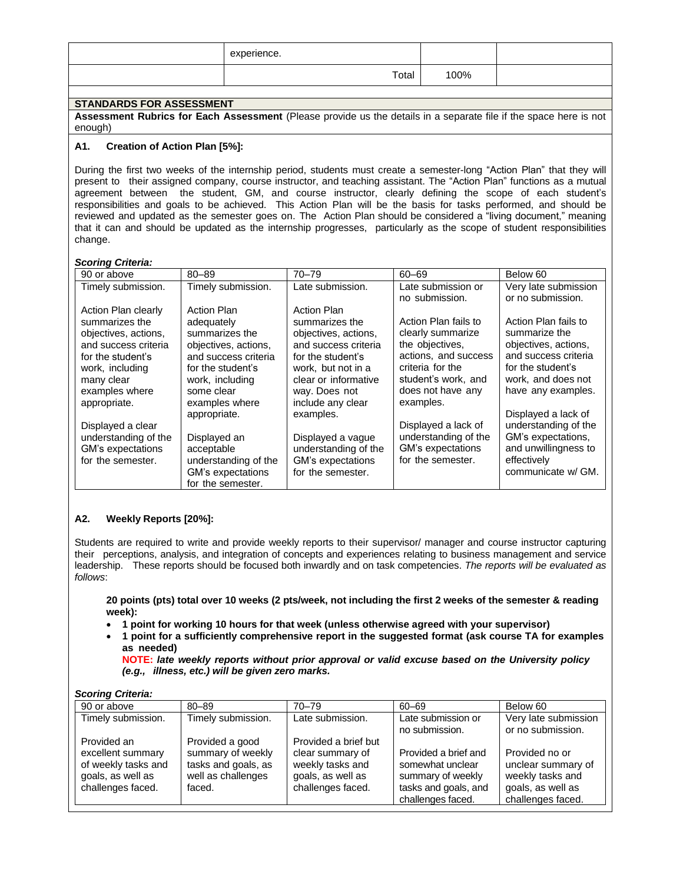| | experience. | | |
|---|---|---|---|
| | Total | 100% | |

**STANDARDS FOR ASSESSMENT**

**Assessment Rubrics for Each Assessment** (Please provide us the details in a separate file if the space here is not enough)

**A1. Creation of Action Plan [5%]:**

During the first two weeks of the internship period, students must create a semester-long "Action Plan" that they will present to their assigned company, course instructor, and teaching assistant. The "Action Plan" functions as a mutual agreement between the student, GM, and course instructor, clearly defining the scope of each student's responsibilities and goals to be achieved. This Action Plan will be the basis for tasks performed, and should be reviewed and updated as the semester goes on. The Action Plan should be considered a "living document," meaning that it can and should be updated as the internship progresses, particularly as the scope of student responsibilities change.

***Scoring Criteria:***

| 90 or above | 80–89 | 70–79 | 60–69 | Below 60 |
|---|---|---|---|---|
| Timely submission.<br><br>Action Plan clearly summarizes the objectives, actions, and success criteria for the student's work, including many clear examples where appropriate.<br><br>Displayed a clear understanding of the GM's expectations for the semester. | Timely submission.<br><br>Action Plan adequately summarizes the objectives, actions, and success criteria for the student's work, including some clear examples where appropriate.<br><br>Displayed an acceptable understanding of the GM's expectations for the semester. | Late submission.<br><br>Action Plan summarizes the objectives, actions, and success criteria for the student's work, but not in a clear or informative way. Does not include any clear examples.<br><br>Displayed a vague understanding of the GM's expectations for the semester. | Late submission or no submission.<br><br>Action Plan fails to clearly summarize the objectives, actions, and success criteria for the student's work, and does not have any examples.<br><br>Displayed a lack of understanding of the GM's expectations for the semester. | Very late submission or no submission.<br><br>Action Plan fails to summarize the objectives, actions, and success criteria for the student's work, and does not have any examples.<br><br>Displayed a lack of understanding of the GM's expectations, and unwillingness to effectively communicate w/ GM. |

**A2. Weekly Reports [20%]:**

Students are required to write and provide weekly reports to their supervisor/ manager and course instructor capturing their perceptions, analysis, and integration of concepts and experiences relating to business management and service leadership. These reports should be focused both inwardly and on task competencies. *The reports will be evaluated as follows*:

**20 points (pts) total over 10 weeks (2 pts/week, not including the first 2 weeks of the semester & reading week):**

- **1 point for working 10 hours for that week (unless otherwise agreed with your supervisor)**
- **1 point for a sufficiently comprehensive report in the suggested format (ask course TA for examples as needed)**
  **NOTE:** ***late weekly reports without prior approval or valid excuse based on the University policy (e.g., illness, etc.) will be given zero marks.***

***Scoring Criteria:***

| 90 or above | 80–89 | 70–79 | 60–69 | Below 60 |
|---|---|---|---|---|
| Timely submission.<br><br>Provided an excellent summary of weekly tasks and goals, as well as challenges faced. | Timely submission.<br><br>Provided a good summary of weekly tasks and goals, as well as challenges faced. | Late submission.<br><br>Provided a brief but clear summary of weekly tasks and goals, as well as challenges faced. | Late submission or no submission.<br><br>Provided a brief and somewhat unclear summary of weekly tasks and goals, and challenges faced. | Very late submission or no submission.<br><br>Provided no or unclear summary of weekly tasks and goals, as well as challenges faced. |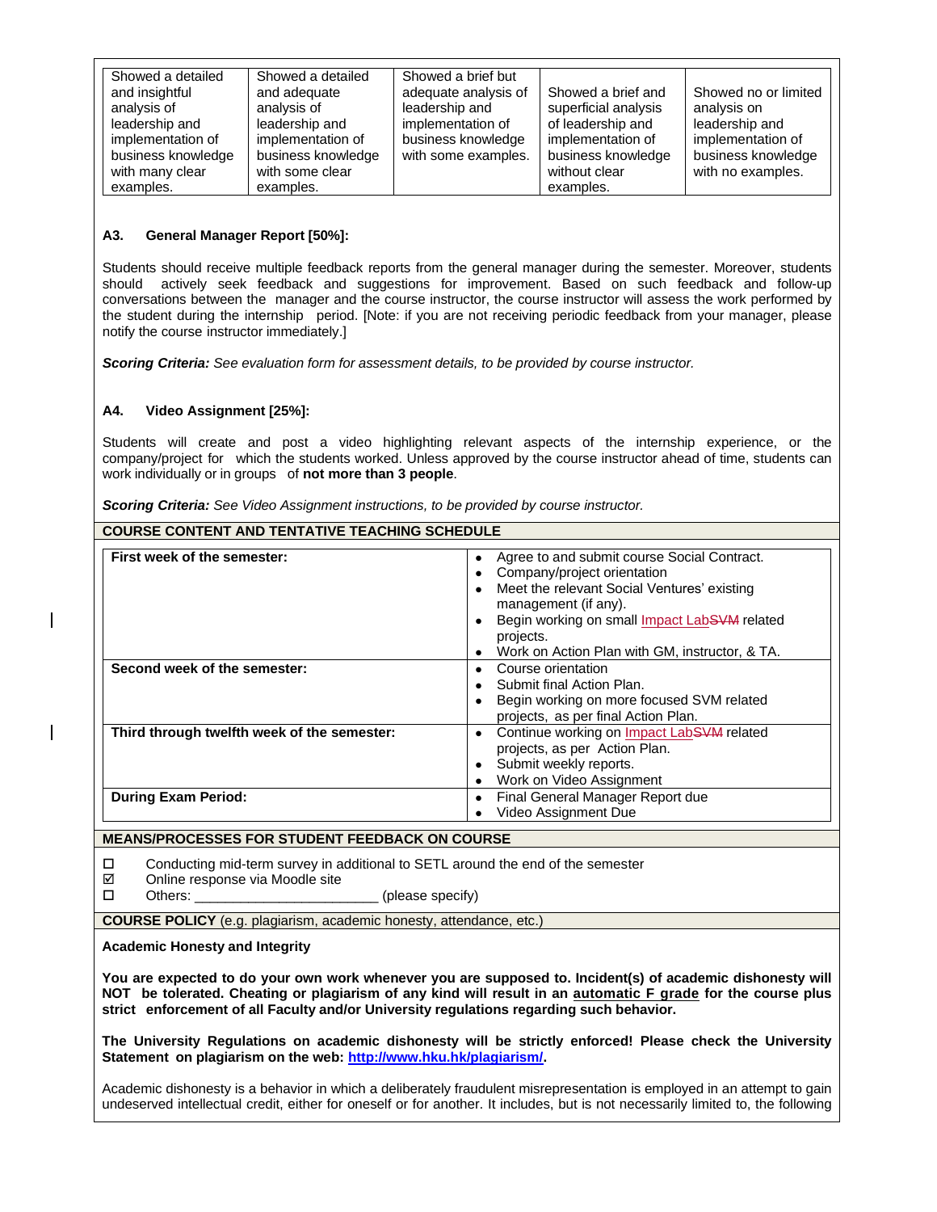| Showed a detailed and insightful analysis of leadership and implementation of business knowledge with many clear examples. | Showed a detailed and adequate analysis of leadership and implementation of business knowledge with some clear examples. | Showed a brief but adequate analysis of leadership and implementation of business knowledge with some examples. | Showed a brief and superficial analysis of leadership and implementation of business knowledge without clear examples. | Showed no or limited analysis on leadership and implementation of business knowledge with no examples. |
|---|---|---|---|---|

**A3. General Manager Report [50%]:**

Students should receive multiple feedback reports from the general manager during the semester. Moreover, students should actively seek feedback and suggestions for improvement. Based on such feedback and follow-up conversations between the manager and the course instructor, the course instructor will assess the work performed by the student during the internship period. [Note: if you are not receiving periodic feedback from your manager, please notify the course instructor immediately.]

***Scoring Criteria:*** *See evaluation form for assessment details, to be provided by course instructor.*

**A4. Video Assignment [25%]:**

Students will create and post a video highlighting relevant aspects of the internship experience, or the company/project for which the students worked. Unless approved by the course instructor ahead of time, students can work individually or in groups of **not more than 3 people**.

***Scoring Criteria:*** *See Video Assignment instructions, to be provided by course instructor.*

**COURSE CONTENT AND TENTATIVE TEACHING SCHEDULE**

| | |
|---|---|
| **First week of the semester:** | • Agree to and submit course Social Contract.<br>• Company/project orientation<br>• Meet the relevant Social Ventures' existing management (if any).<br>• Begin working on small Impact Lab~~SVM~~ related projects.<br>• Work on Action Plan with GM, instructor, & TA. |
| **Second week of the semester:** | • Course orientation<br>• Submit final Action Plan.<br>• Begin working on more focused SVM related projects, as per final Action Plan. |
| **Third through twelfth week of the semester:** | • Continue working on Impact Lab~~SVM~~ related projects, as per Action Plan.<br>• Submit weekly reports.<br>• Work on Video Assignment |
| **During Exam Period:** | • Final General Manager Report due<br>• Video Assignment Due |

**MEANS/PROCESSES FOR STUDENT FEEDBACK ON COURSE**

- ☐ Conducting mid-term survey in additional to SETL around the end of the semester
- ☑ Online response via Moodle site
- ☐ Others: _______________________ (please specify)

**COURSE POLICY** (e.g. plagiarism, academic honesty, attendance, etc.)

**Academic Honesty and Integrity**

**You are expected to do your own work whenever you are supposed to. Incident(s) of academic dishonesty will NOT be tolerated. Cheating or plagiarism of any kind will result in an <u>automatic F grade</u> for the course plus strict enforcement of all Faculty and/or University regulations regarding such behavior.**

**The University Regulations on academic dishonesty will be strictly enforced! Please check the University Statement on plagiarism on the web: [http://www.hku.hk/plagiarism/](http://www.hku.hk/plagiarism/).**

Academic dishonesty is a behavior in which a deliberately fraudulent misrepresentation is employed in an attempt to gain undeserved intellectual credit, either for oneself or for another. It includes, but is not necessarily limited to, the following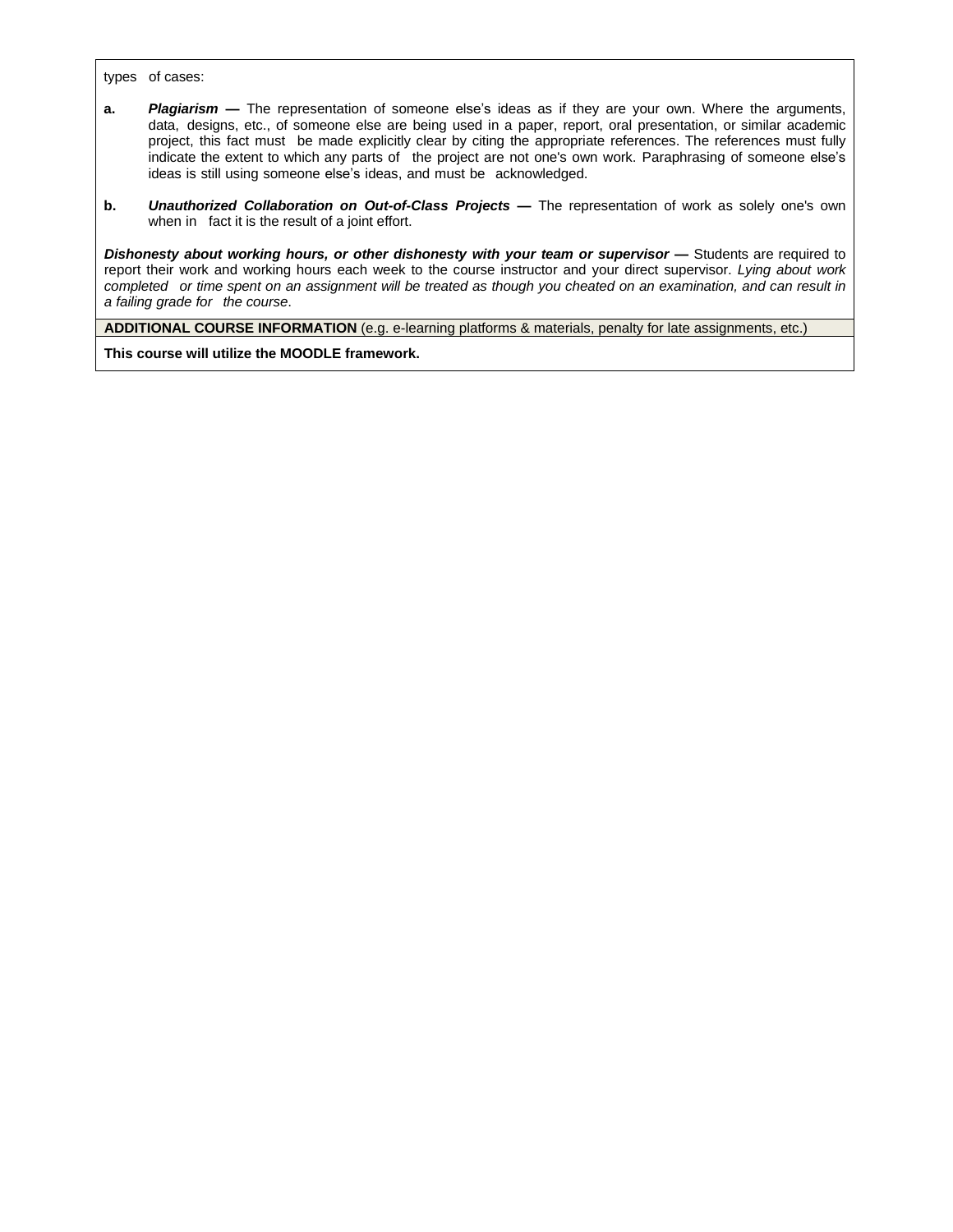types of cases:

**a.** ***Plagiarism —*** The representation of someone else's ideas as if they are your own. Where the arguments, data, designs, etc., of someone else are being used in a paper, report, oral presentation, or similar academic project, this fact must be made explicitly clear by citing the appropriate references. The references must fully indicate the extent to which any parts of the project are not one's own work. Paraphrasing of someone else's ideas is still using someone else's ideas, and must be acknowledged.

**b.** ***Unauthorized Collaboration on Out-of-Class Projects —*** The representation of work as solely one's own when in fact it is the result of a joint effort.

***Dishonesty about working hours, or other dishonesty with your team or supervisor —*** Students are required to report their work and working hours each week to the course instructor and your direct supervisor. *Lying about work completed or time spent on an assignment will be treated as though you cheated on an examination, and can result in a failing grade for the course*.

**ADDITIONAL COURSE INFORMATION** (e.g. e-learning platforms & materials, penalty for late assignments, etc.)

**This course will utilize the MOODLE framework.**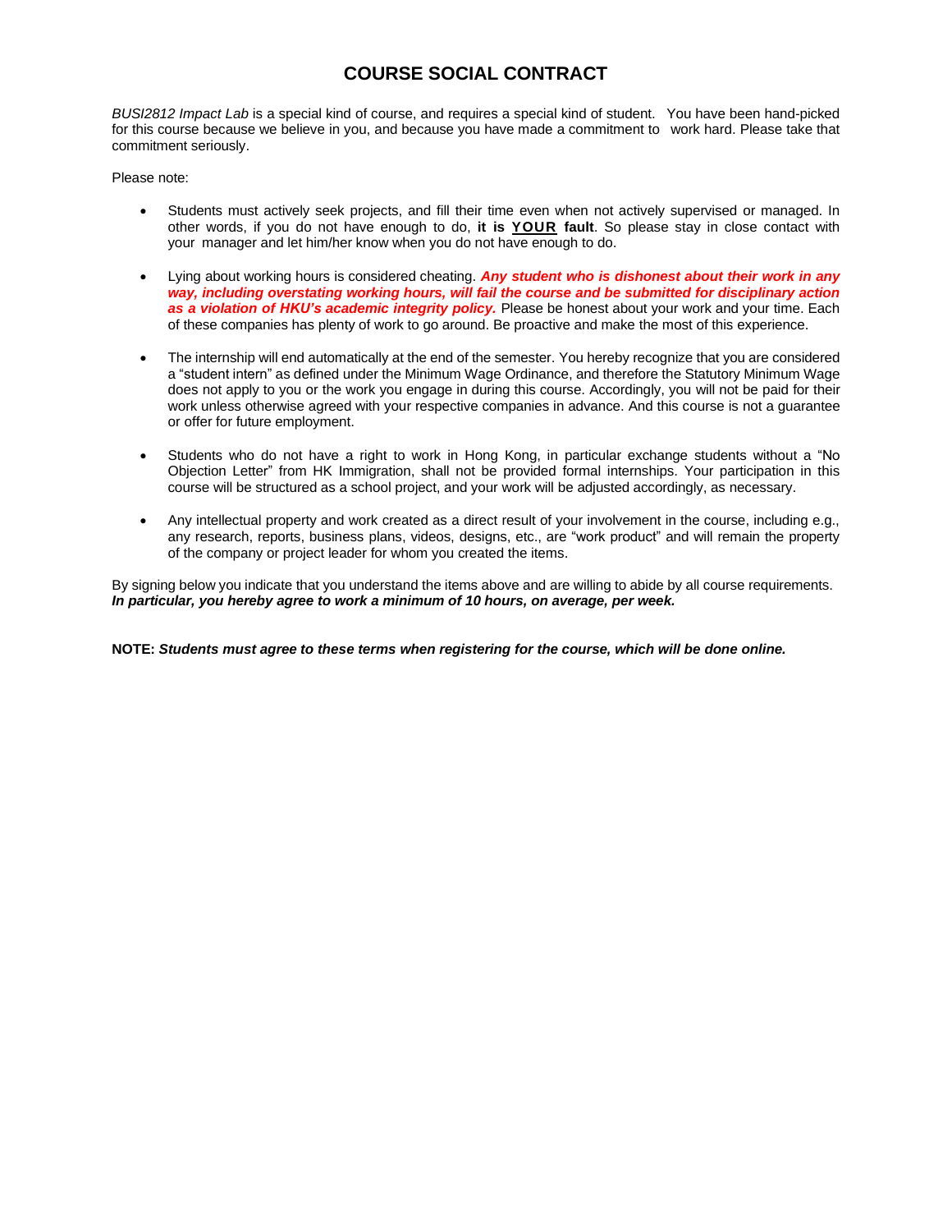# COURSE SOCIAL CONTRACT

*BUSI2812 Impact Lab* is a special kind of course, and requires a special kind of student. You have been hand-picked for this course because we believe in you, and because you have made a commitment to work hard. Please take that commitment seriously.

Please note:

- Students must actively seek projects, and fill their time even when not actively supervised or managed. In other words, if you do not have enough to do, **it is <u>YOUR</u> fault**. So please stay in close contact with your manager and let him/her know when you do not have enough to do.

- Lying about working hours is considered cheating. ***Any student who is dishonest about their work in any way, including overstating working hours, will fail the course and be submitted for disciplinary action as a violation of HKU's academic integrity policy.*** Please be honest about your work and your time. Each of these companies has plenty of work to go around. Be proactive and make the most of this experience.

- The internship will end automatically at the end of the semester. You hereby recognize that you are considered a "student intern" as defined under the Minimum Wage Ordinance, and therefore the Statutory Minimum Wage does not apply to you or the work you engage in during this course. Accordingly, you will not be paid for their work unless otherwise agreed with your respective companies in advance. And this course is not a guarantee or offer for future employment.

- Students who do not have a right to work in Hong Kong, in particular exchange students without a "No Objection Letter" from HK Immigration, shall not be provided formal internships. Your participation in this course will be structured as a school project, and your work will be adjusted accordingly, as necessary.

- Any intellectual property and work created as a direct result of your involvement in the course, including e.g., any research, reports, business plans, videos, designs, etc., are "work product" and will remain the property of the company or project leader for whom you created the items.

By signing below you indicate that you understand the items above and are willing to abide by all course requirements. ***In particular, you hereby agree to work a minimum of 10 hours, on average, per week.***

**NOTE:** ***Students must agree to these terms when registering for the course, which will be done online.***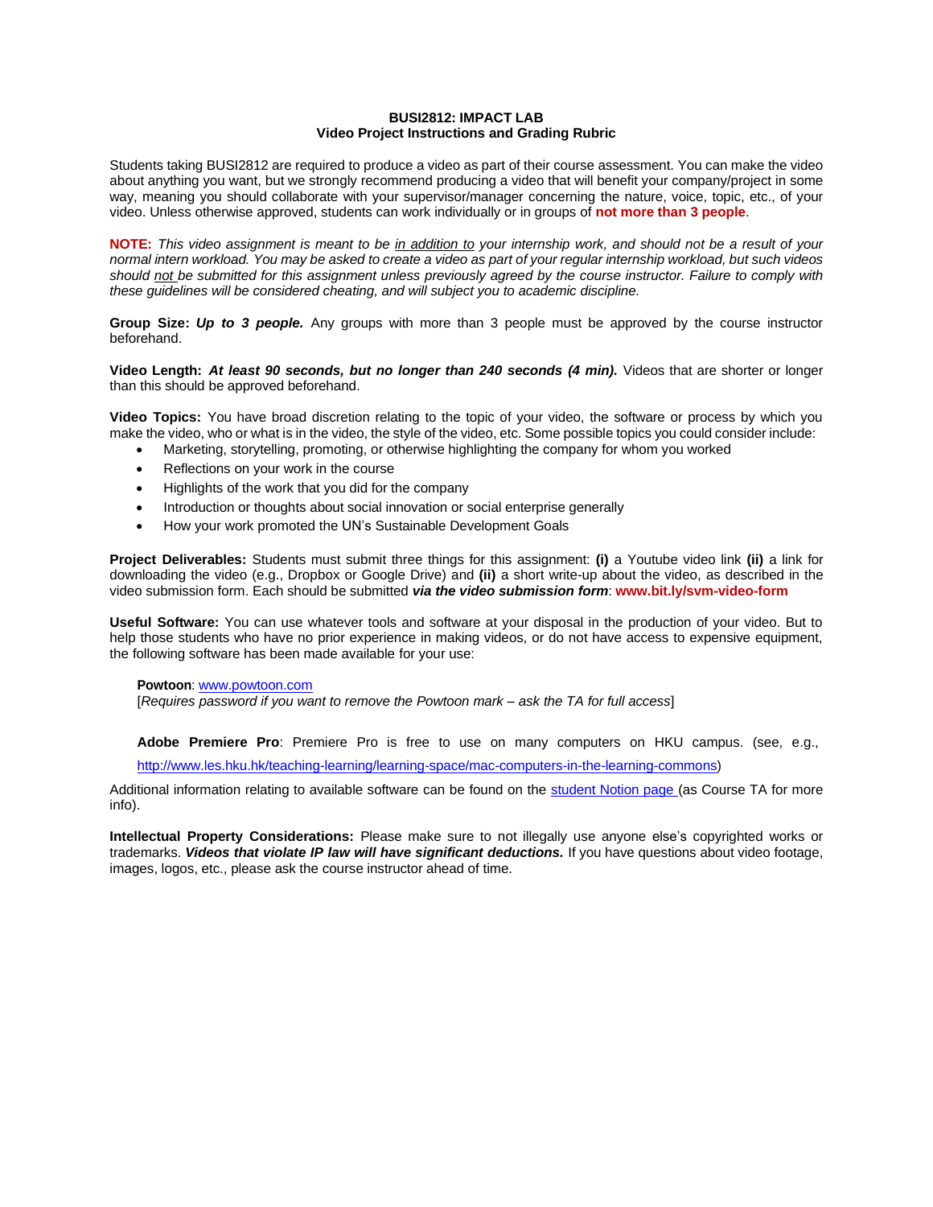**BUSI2812: IMPACT LAB**
**Video Project Instructions and Grading Rubric**

Students taking BUSI2812 are required to produce a video as part of their course assessment. You can make the video about anything you want, but we strongly recommend producing a video that will benefit your company/project in some way, meaning you should collaborate with your supervisor/manager concerning the nature, voice, topic, etc., of your video. Unless otherwise approved, students can work individually or in groups of **not more than 3 people**.

**NOTE:** *This video assignment is meant to be <u>in addition to</u> your internship work, and should not be a result of your normal intern workload. You may be asked to create a video as part of your regular internship workload, but such videos should <u>not</u> be submitted for this assignment unless previously agreed by the course instructor. Failure to comply with these guidelines will be considered cheating, and will subject you to academic discipline.*

**Group Size:** ***Up to 3 people.*** Any groups with more than 3 people must be approved by the course instructor beforehand.

**Video Length:** ***At least 90 seconds, but no longer than 240 seconds (4 min).*** Videos that are shorter or longer than this should be approved beforehand.

**Video Topics:** You have broad discretion relating to the topic of your video, the software or process by which you make the video, who or what is in the video, the style of the video, etc. Some possible topics you could consider include:

- Marketing, storytelling, promoting, or otherwise highlighting the company for whom you worked
- Reflections on your work in the course
- Highlights of the work that you did for the company
- Introduction or thoughts about social innovation or social enterprise generally
- How your work promoted the UN's Sustainable Development Goals

**Project Deliverables:** Students must submit three things for this assignment: **(i)** a Youtube video link **(ii)** a link for downloading the video (e.g., Dropbox or Google Drive) and **(ii)** a short write-up about the video, as described in the video submission form. Each should be submitted ***via the video submission form***: **www.bit.ly/svm-video-form**

**Useful Software:** You can use whatever tools and software at your disposal in the production of your video. But to help those students who have no prior experience in making videos, or do not have access to expensive equipment, the following software has been made available for your use:

> **Powtoon**: www.powtoon.com
> [*Requires password if you want to remove the Powtoon mark – ask the TA for full access*]
>
> **Adobe Premiere Pro**: Premiere Pro is free to use on many computers on HKU campus. (see, e.g., http://www.les.hku.hk/teaching-learning/learning-space/mac-computers-in-the-learning-commons)

Additional information relating to available software can be found on the student Notion page (as Course TA for more info).

**Intellectual Property Considerations:** Please make sure to not illegally use anyone else's copyrighted works or trademarks. ***Videos that violate IP law will have significant deductions.*** If you have questions about video footage, images, logos, etc., please ask the course instructor ahead of time.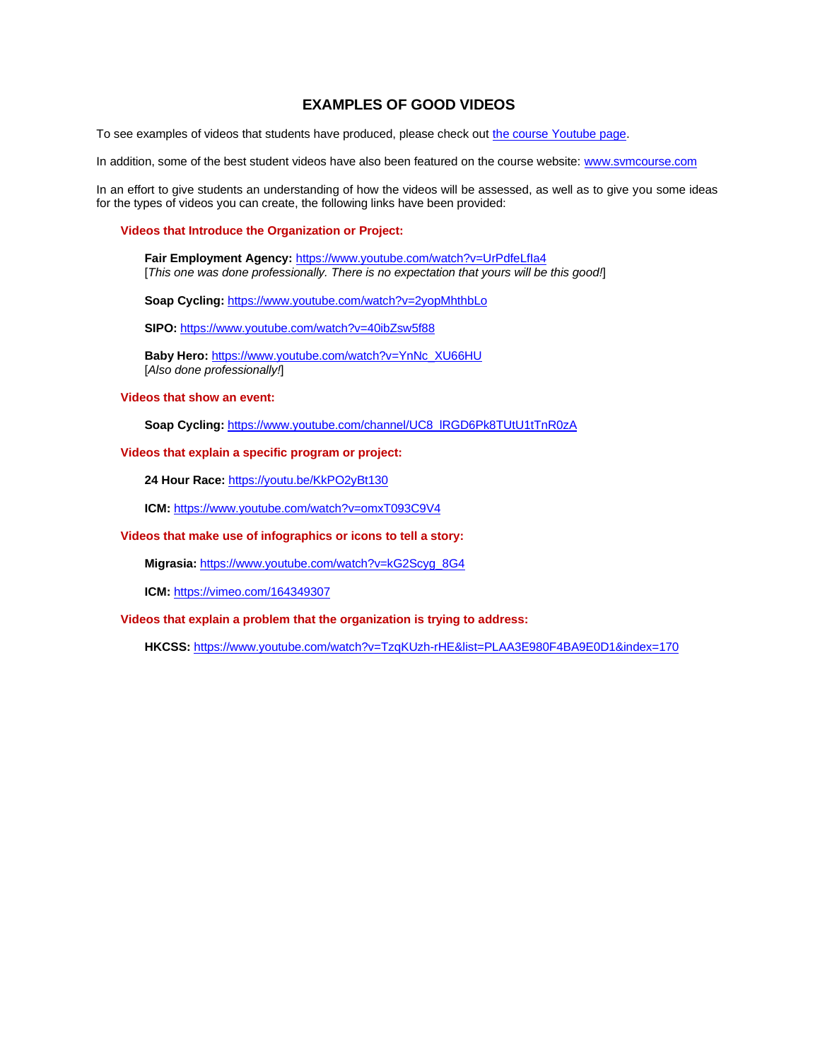# EXAMPLES OF GOOD VIDEOS

To see examples of videos that students have produced, please check out [the course Youtube page](#).

In addition, some of the best student videos have also been featured on the course website: [www.svmcourse.com](http://www.svmcourse.com)

In an effort to give students an understanding of how the videos will be assessed, as well as to give you some ideas for the types of videos you can create, the following links have been provided:

### Videos that Introduce the Organization or Project:

**Fair Employment Agency:** [https://www.youtube.com/watch?v=UrPdfeLfIa4](https://www.youtube.com/watch?v=UrPdfeLfIa4)
[*This one was done professionally. There is no expectation that yours will be this good!*]

**Soap Cycling:** [https://www.youtube.com/watch?v=2yopMhthbLo](https://www.youtube.com/watch?v=2yopMhthbLo)

**SIPO:** [https://www.youtube.com/watch?v=40ibZsw5f88](https://www.youtube.com/watch?v=40ibZsw5f88)

**Baby Hero:** [https://www.youtube.com/watch?v=YnNc_XU66HU](https://www.youtube.com/watch?v=YnNc_XU66HU)
[*Also done professionally!*]

### Videos that show an event:

**Soap Cycling:** [https://www.youtube.com/channel/UC8_lRGD6Pk8TUtU1tTnR0zA](https://www.youtube.com/channel/UC8_lRGD6Pk8TUtU1tTnR0zA)

### Videos that explain a specific program or project:

**24 Hour Race:** [https://youtu.be/KkPO2yBt130](https://youtu.be/KkPO2yBt130)

**ICM:** [https://www.youtube.com/watch?v=omxT093C9V4](https://www.youtube.com/watch?v=omxT093C9V4)

### Videos that make use of infographics or icons to tell a story:

**Migrasia:** [https://www.youtube.com/watch?v=kG2Scyg_8G4](https://www.youtube.com/watch?v=kG2Scyg_8G4)

**ICM:** [https://vimeo.com/164349307](https://vimeo.com/164349307)

### Videos that explain a problem that the organization is trying to address:

**HKCSS:** [https://www.youtube.com/watch?v=TzqKUzh-rHE&list=PLAA3E980F4BA9E0D1&index=170](https://www.youtube.com/watch?v=TzqKUzh-rHE&list=PLAA3E980F4BA9E0D1&index=170)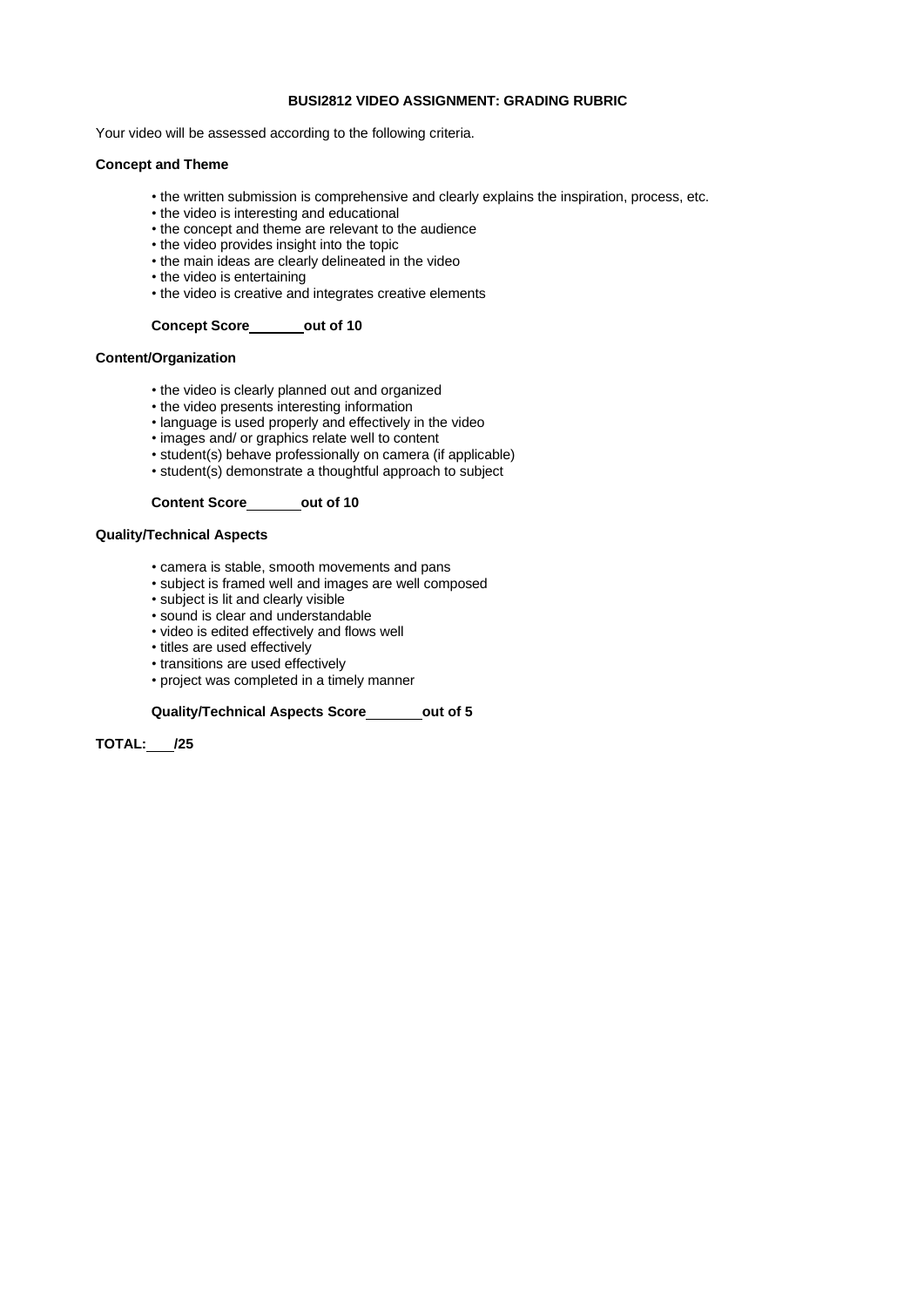# BUSI2812 VIDEO ASSIGNMENT: GRADING RUBRIC

Your video will be assessed according to the following criteria.

**Concept and Theme**

- the written submission is comprehensive and clearly explains the inspiration, process, etc.
- the video is interesting and educational
- the concept and theme are relevant to the audience
- the video provides insight into the topic
- the main ideas are clearly delineated in the video
- the video is entertaining
- the video is creative and integrates creative elements

**Concept Score\_\_\_\_\_\_\_out of 10**

**Content/Organization**

- the video is clearly planned out and organized
- the video presents interesting information
- language is used properly and effectively in the video
- images and/ or graphics relate well to content
- student(s) behave professionally on camera (if applicable)
- student(s) demonstrate a thoughtful approach to subject

**Content Score\_\_\_\_\_\_\_out of 10**

**Quality/Technical Aspects**

- camera is stable, smooth movements and pans
- subject is framed well and images are well composed
- subject is lit and clearly visible
- sound is clear and understandable
- video is edited effectively and flows well
- titles are used effectively
- transitions are used effectively
- project was completed in a timely manner

**Quality/Technical Aspects Score\_\_\_\_\_\_\_out of 5**

**TOTAL:\_\_\_/25**